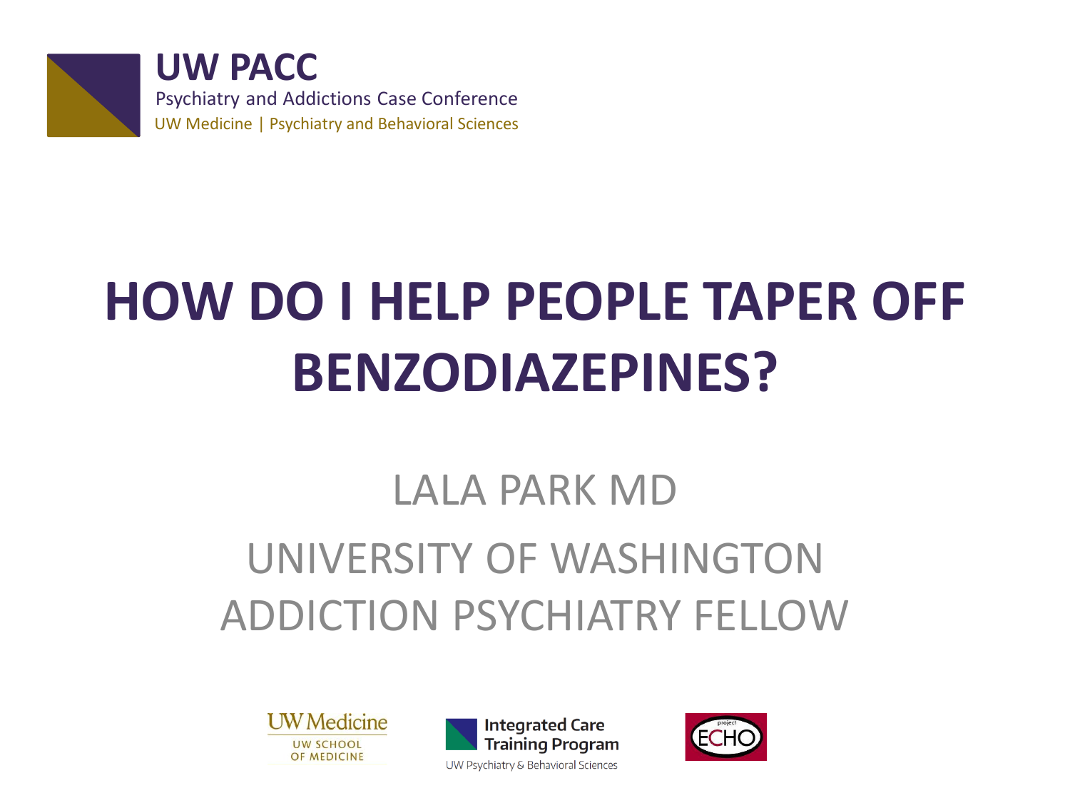**UW PACC**

Psychiatry and Addictions Case Conference

UW Medicine | Psychiatry and Behavioral Sciences

# HOW DO I HELP PEOPLE TAPER OFF BENZODIAZEPINES?

LALA PARK MD

UNIVERSITY OF WASHINGTON

ADDICTION PSYCHIATRY FELLOW

UW Medicine UW SCHOOL OF MEDICINE

Integrated Care Training Program UW Psychiatry & Behavioral Sciences

project ECHO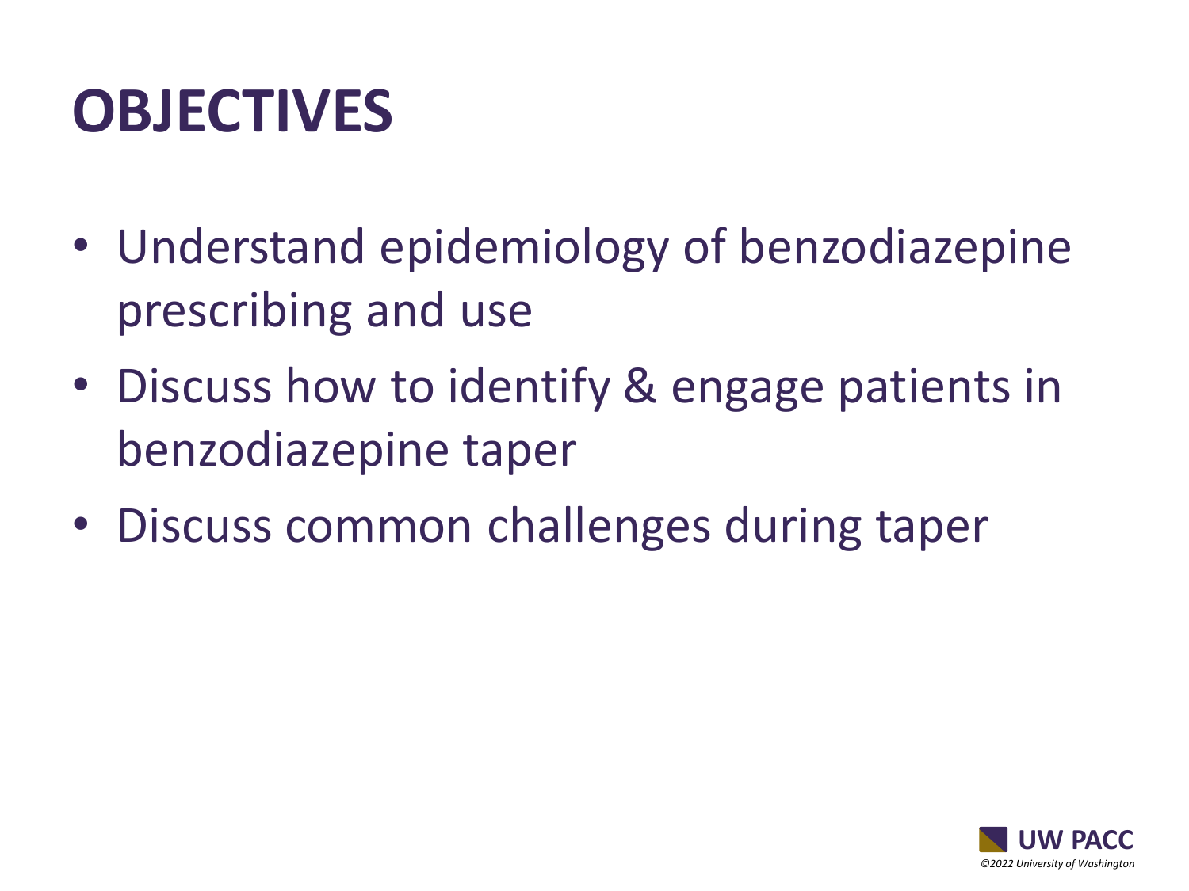# OBJECTIVES

- Understand epidemiology of benzodiazepine prescribing and use
- Discuss how to identify & engage patients in benzodiazepine taper
- Discuss common challenges during taper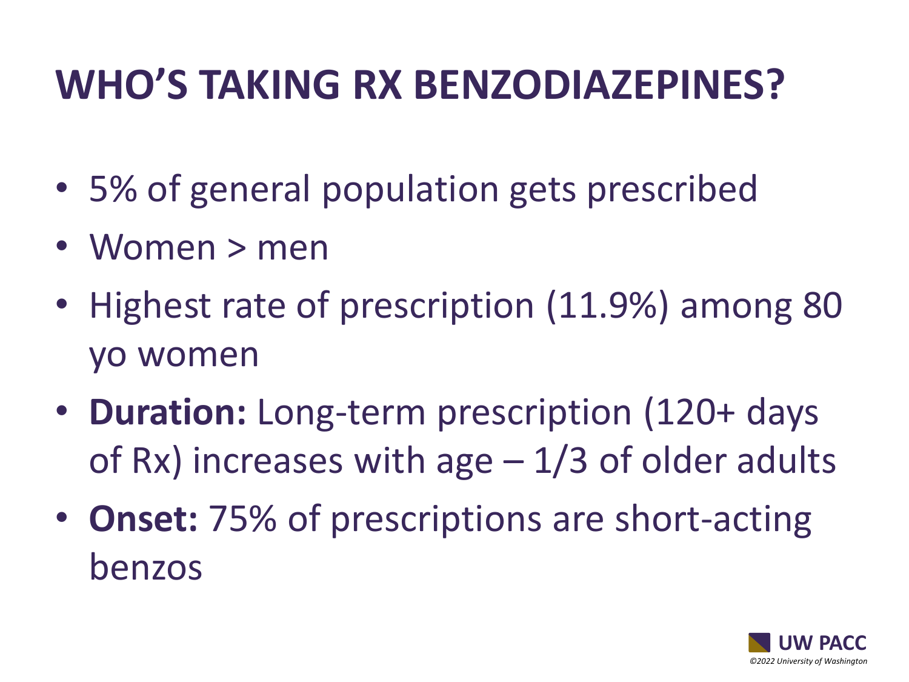# WHO'S TAKING RX BENZODIAZEPINES?

- 5% of general population gets prescribed
- Women > men
- Highest rate of prescription (11.9%) among 80 yo women
- **Duration:** Long-term prescription (120+ days of Rx) increases with age – 1/3 of older adults
- **Onset:** 75% of prescriptions are short-acting benzos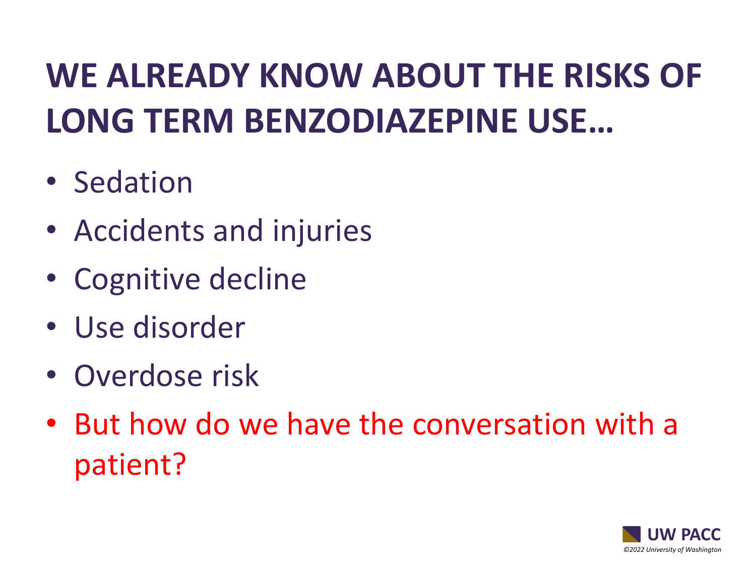# WE ALREADY KNOW ABOUT THE RISKS OF LONG TERM BENZODIAZEPINE USE…

- Sedation
- Accidents and injuries
- Cognitive decline
- Use disorder
- Overdose risk
- But how do we have the conversation with a patient?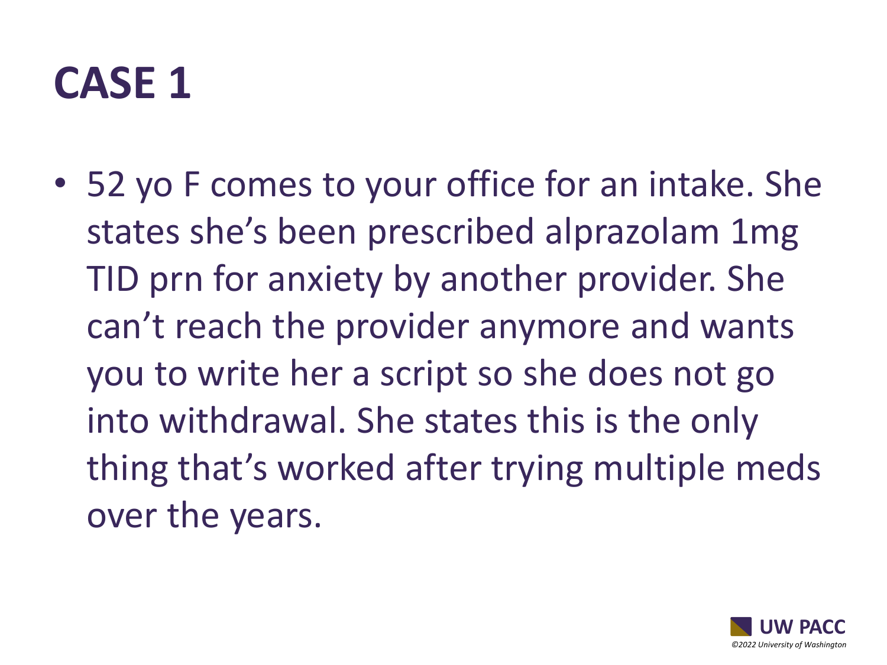# CASE 1

- 52 yo F comes to your office for an intake. She states she's been prescribed alprazolam 1mg TID prn for anxiety by another provider. She can't reach the provider anymore and wants you to write her a script so she does not go into withdrawal. She states this is the only thing that's worked after trying multiple meds over the years.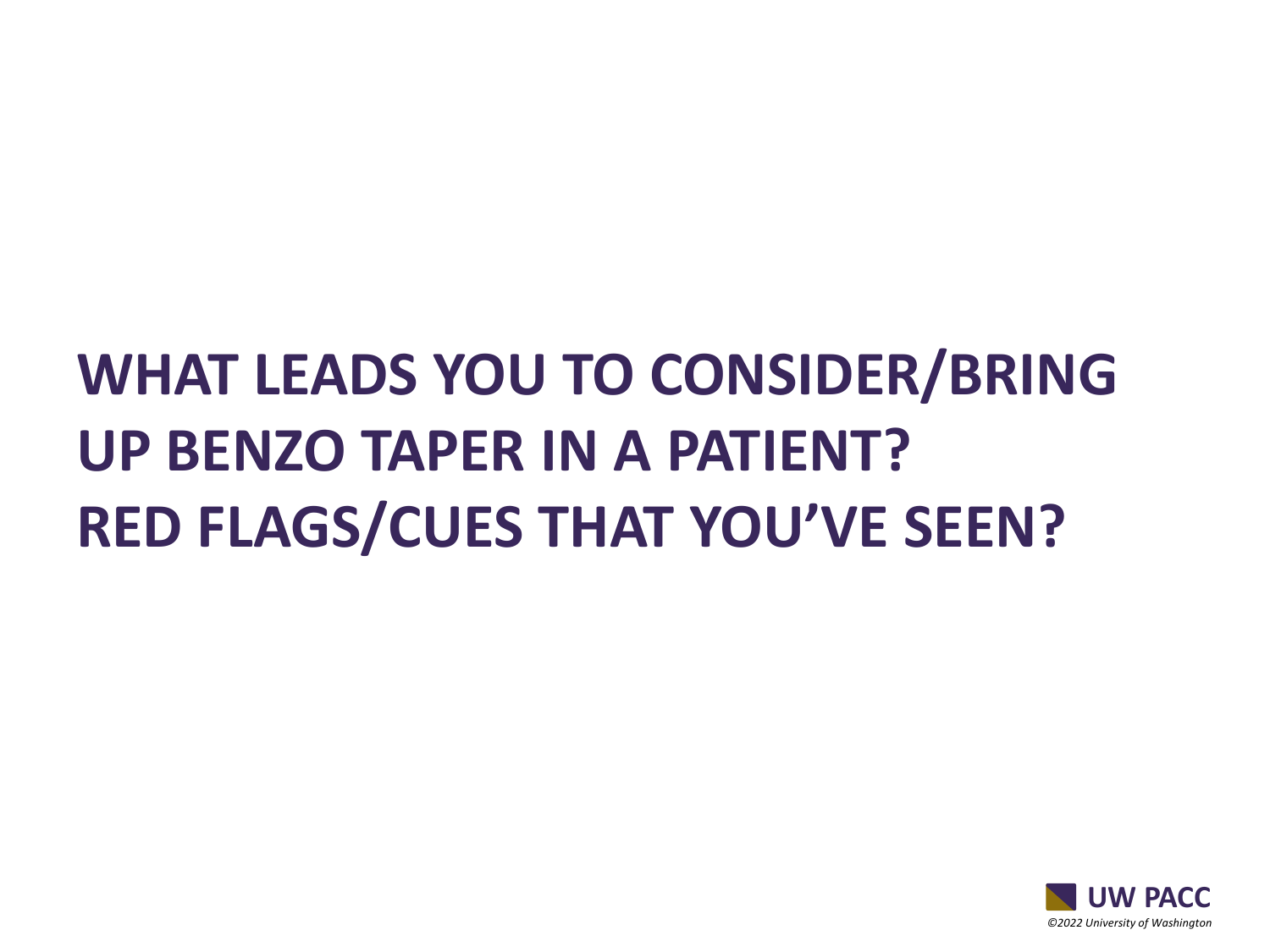# WHAT LEADS YOU TO CONSIDER/BRING UP BENZO TAPER IN A PATIENT? RED FLAGS/CUES THAT YOU'VE SEEN?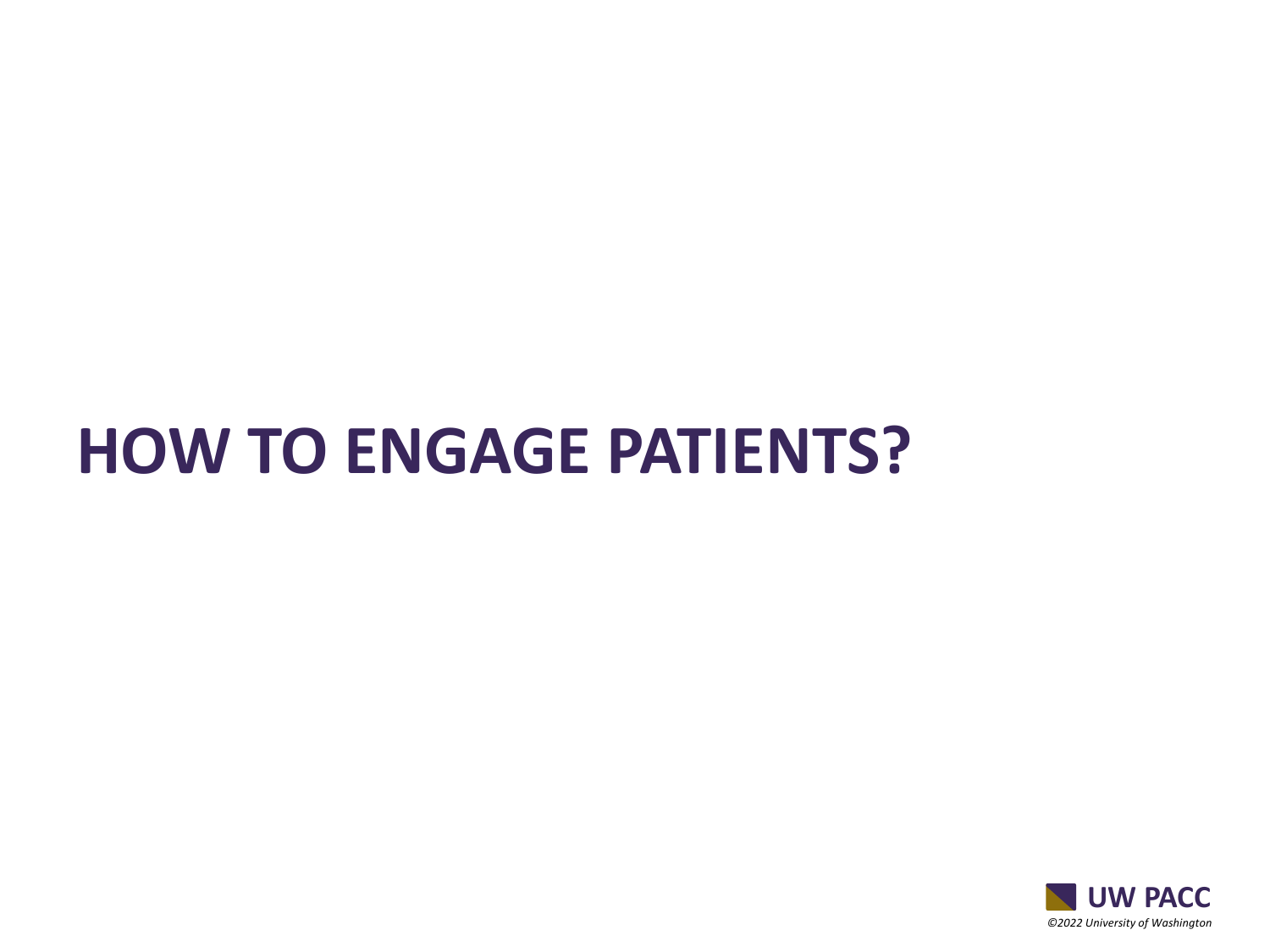# HOW TO ENGAGE PATIENTS?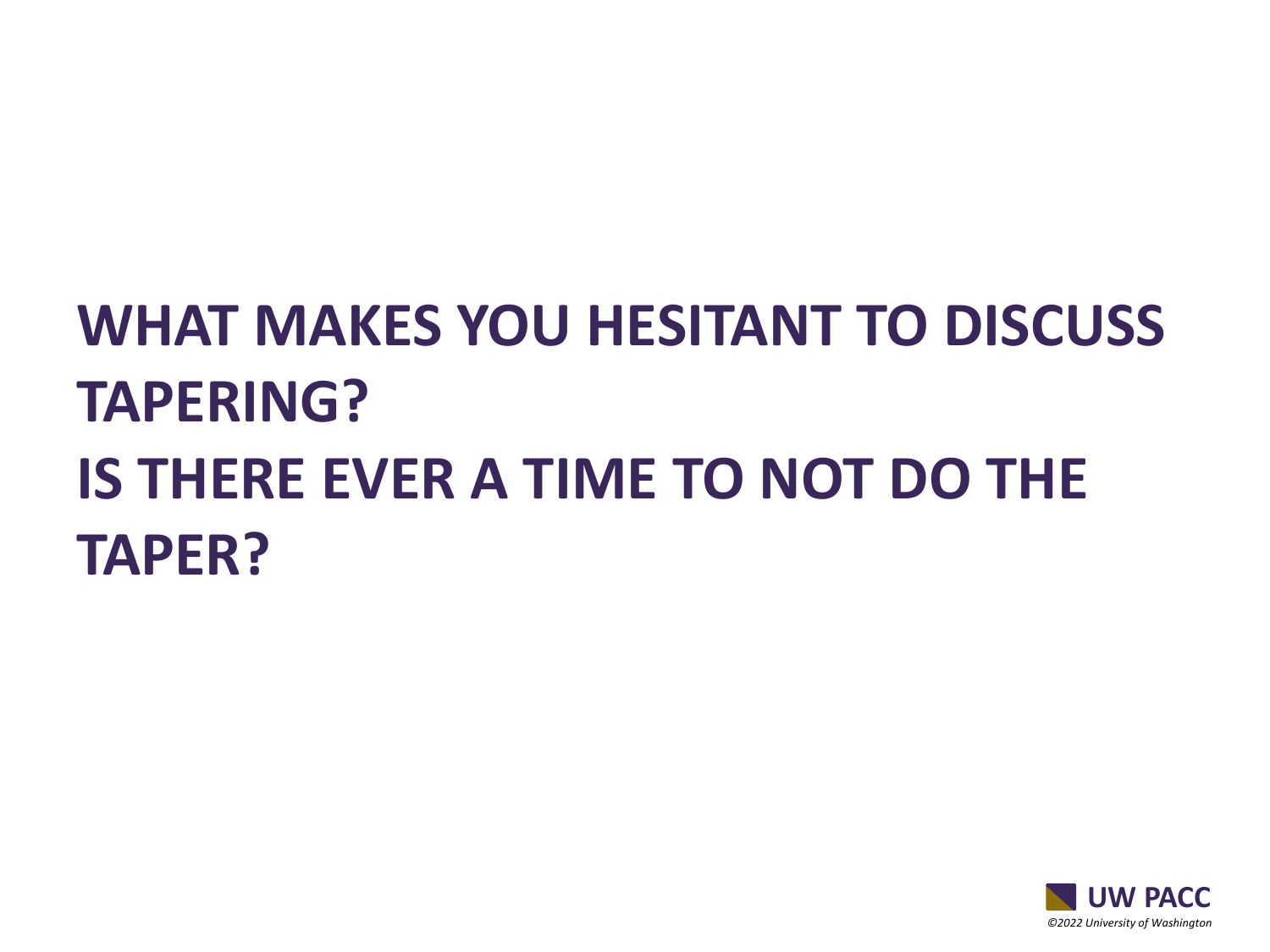# WHAT MAKES YOU HESITANT TO DISCUSS TAPERING?

# IS THERE EVER A TIME TO NOT DO THE TAPER?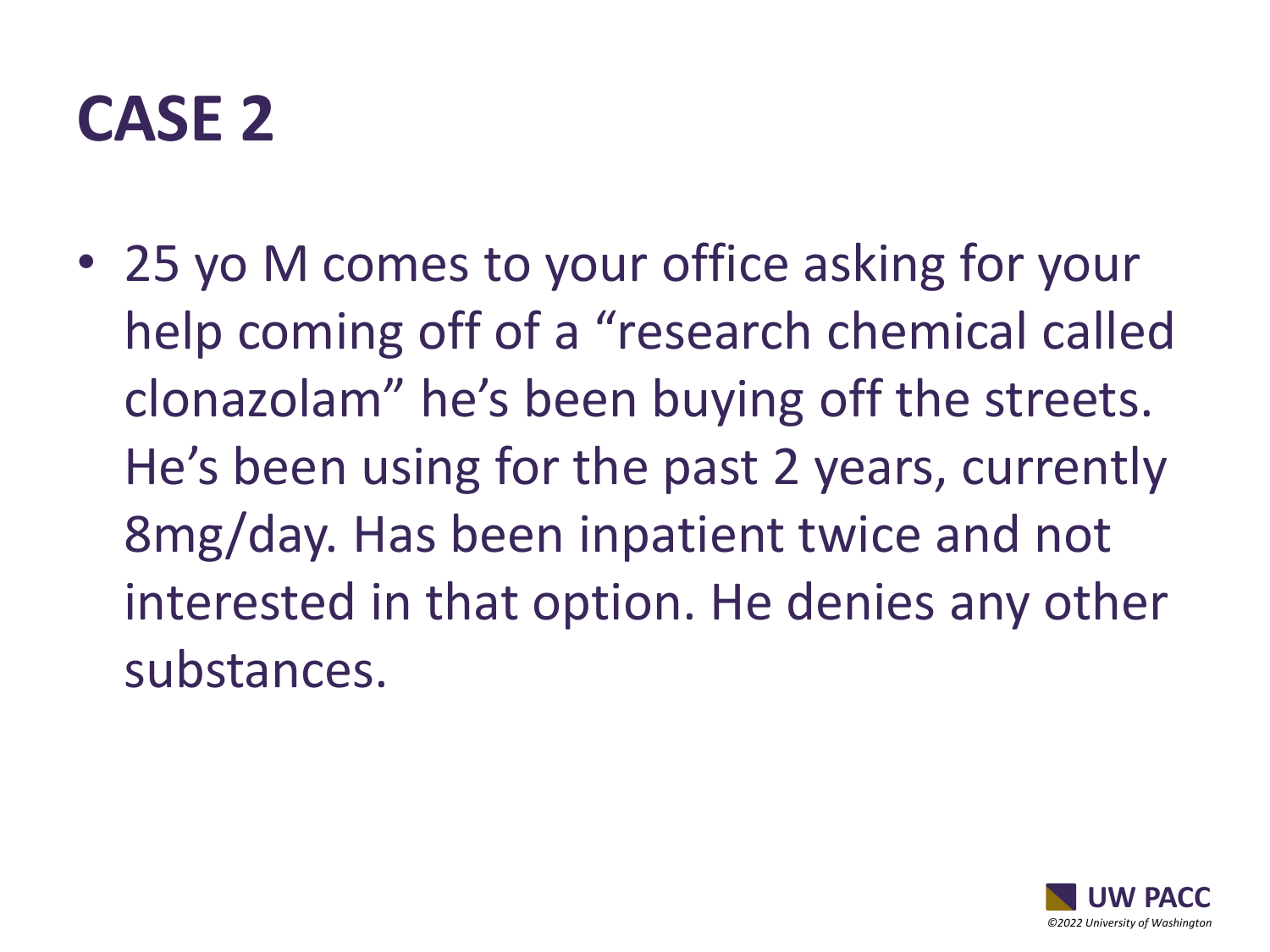# CASE 2

- 25 yo M comes to your office asking for your help coming off of a “research chemical called clonazolam” he’s been buying off the streets. He’s been using for the past 2 years, currently 8mg/day. Has been inpatient twice and not interested in that option. He denies any other substances.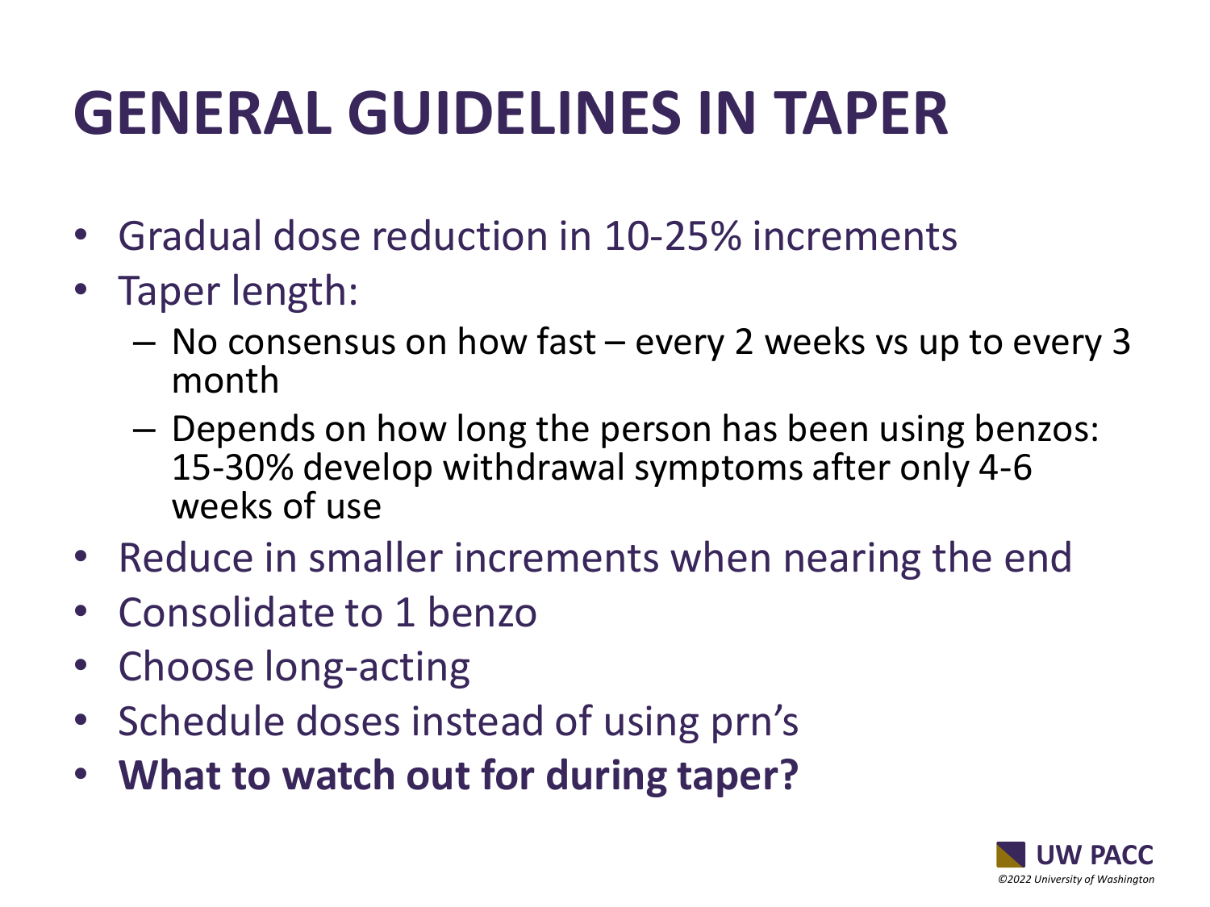# GENERAL GUIDELINES IN TAPER

- Gradual dose reduction in 10-25% increments
- Taper length:
  - No consensus on how fast – every 2 weeks vs up to every 3 month
  - Depends on how long the person has been using benzos: 15-30% develop withdrawal symptoms after only 4-6 weeks of use
- Reduce in smaller increments when nearing the end
- Consolidate to 1 benzo
- Choose long-acting
- Schedule doses instead of using prn's
- **What to watch out for during taper?**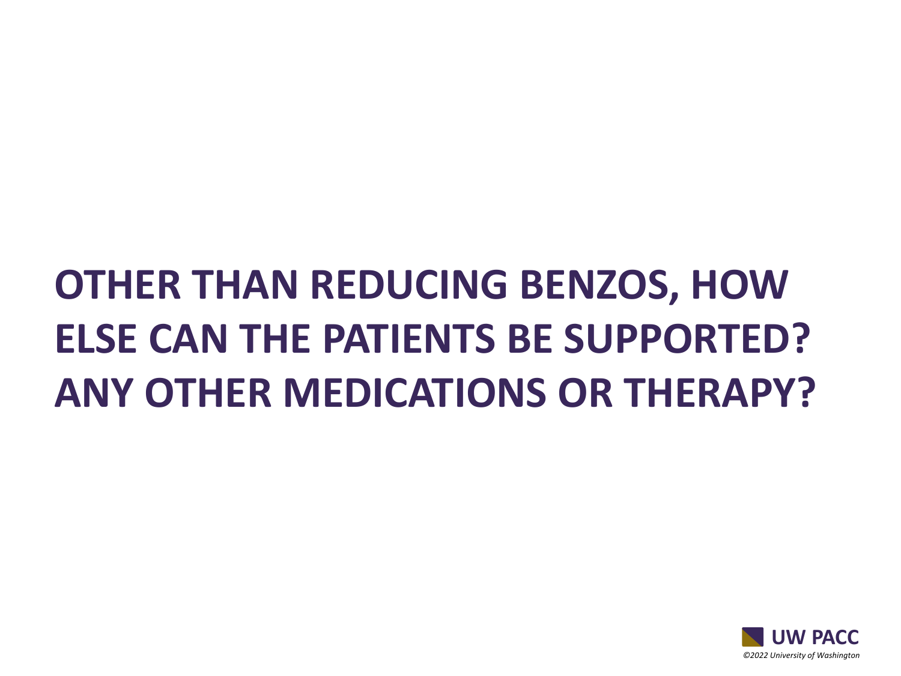# OTHER THAN REDUCING BENZOS, HOW ELSE CAN THE PATIENTS BE SUPPORTED? ANY OTHER MEDICATIONS OR THERAPY?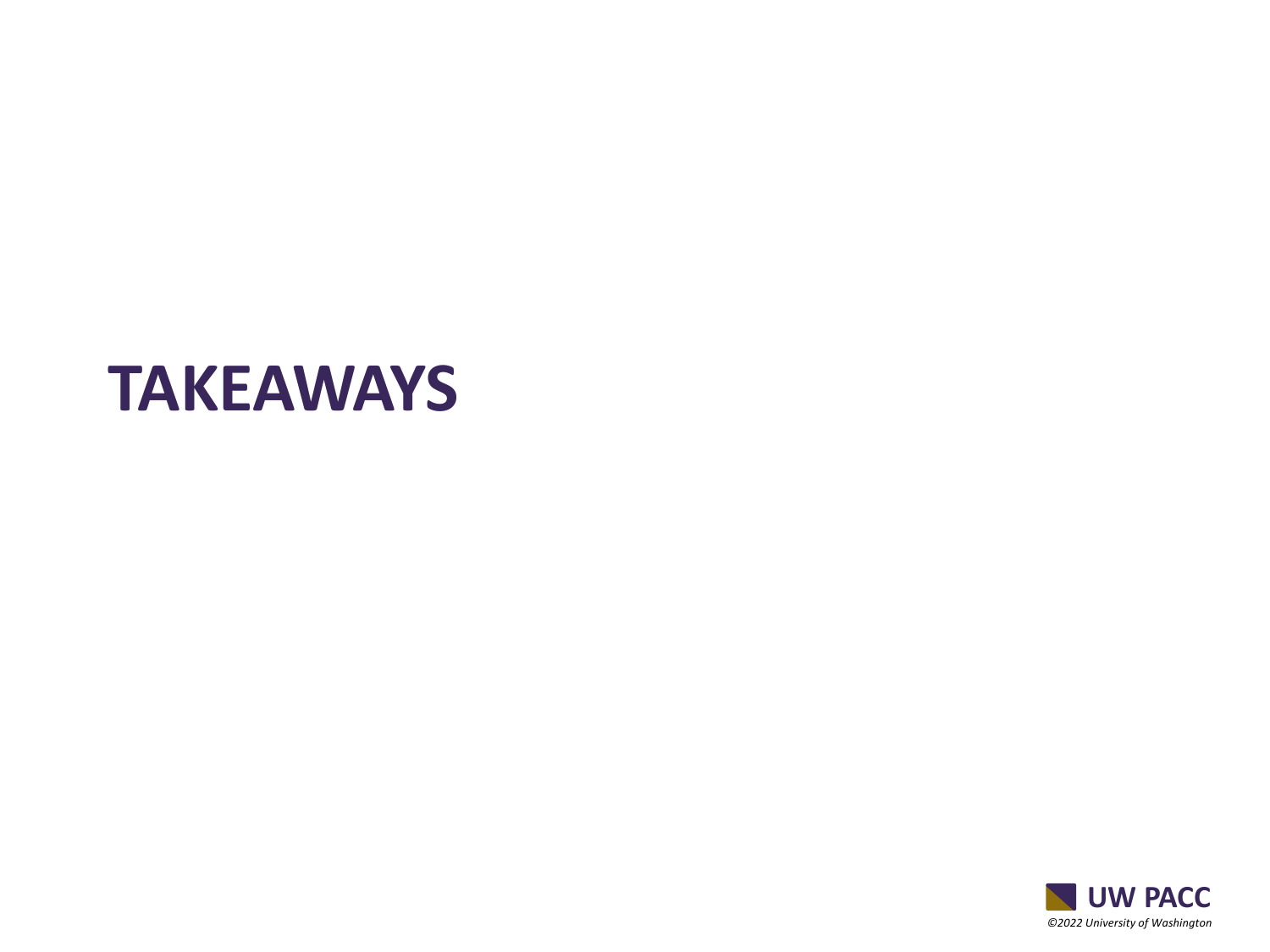# TAKEAWAYS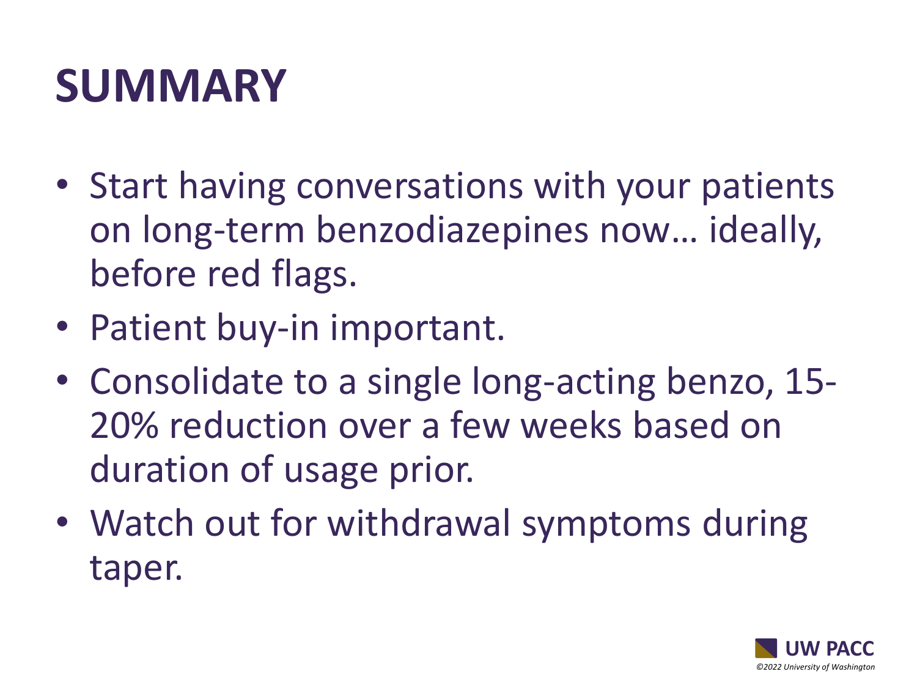# SUMMARY

- Start having conversations with your patients on long-term benzodiazepines now… ideally, before red flags.
- Patient buy-in important.
- Consolidate to a single long-acting benzo, 15-20% reduction over a few weeks based on duration of usage prior.
- Watch out for withdrawal symptoms during taper.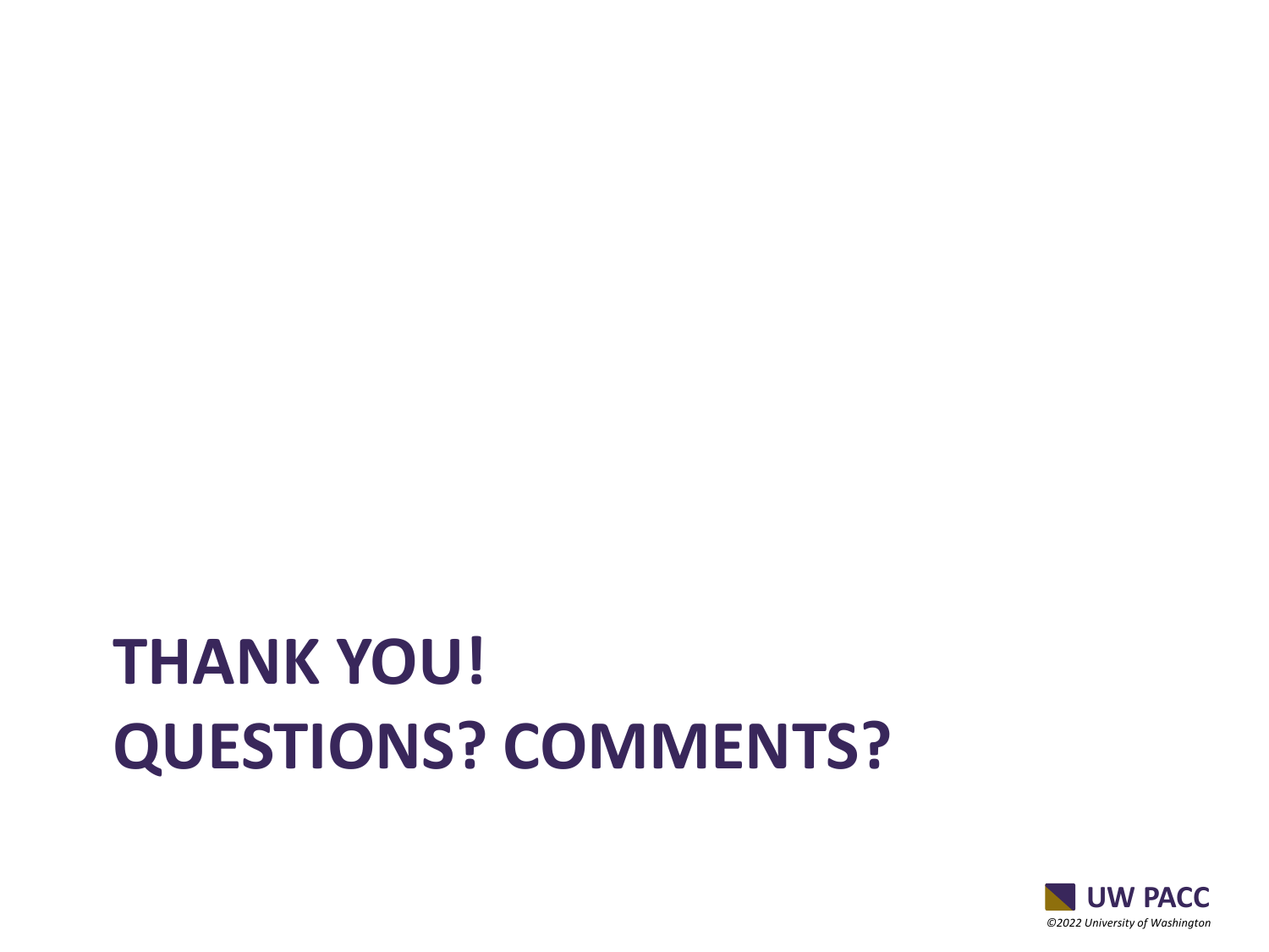# THANK YOU!
# QUESTIONS? COMMENTS?

UW PACC

*©2022 University of Washington*